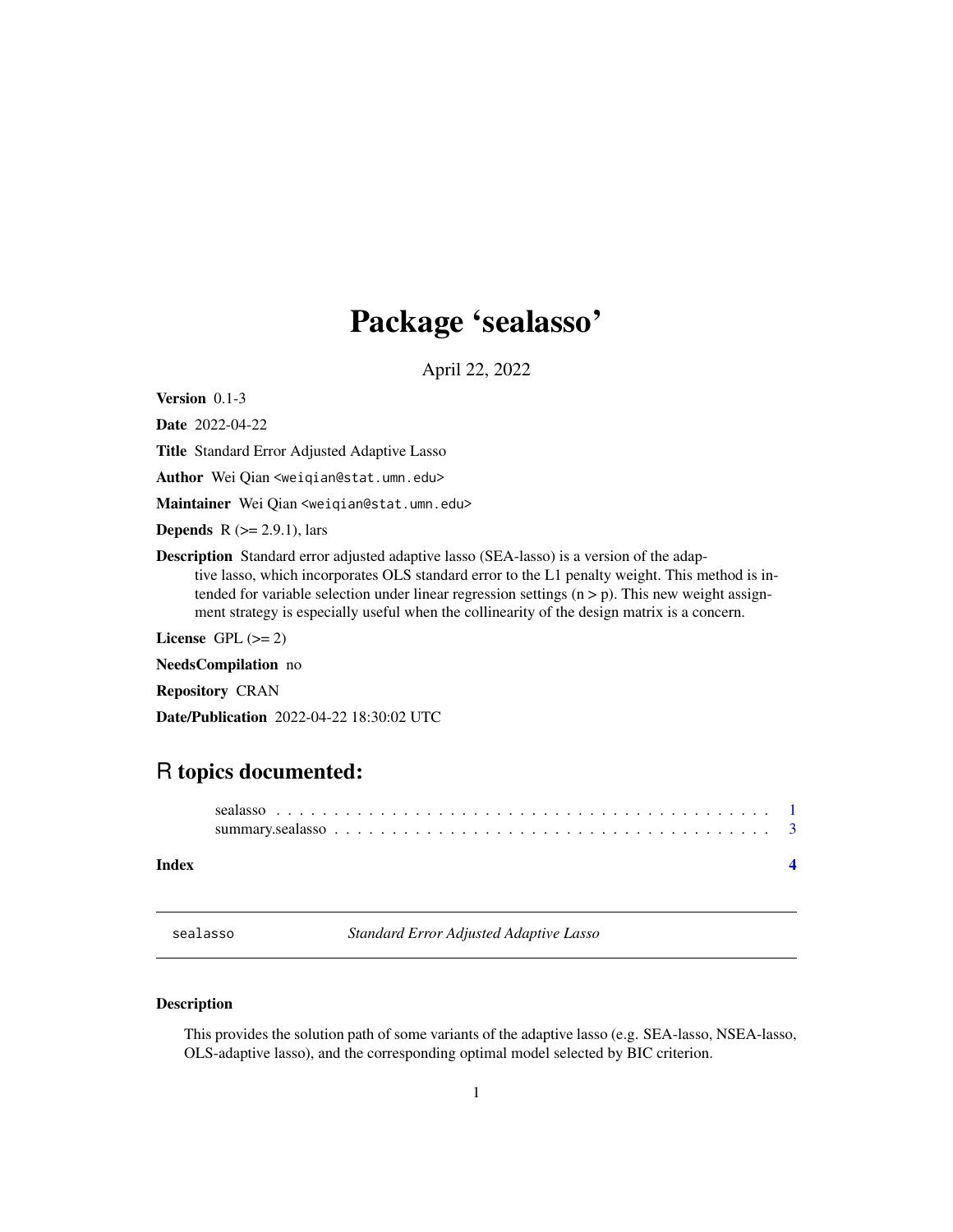# Package 'sealasso'

April 22, 2022

**Version** 0.1-3

**Date** 2022-04-22

**Title** Standard Error Adjusted Adaptive Lasso

**Author** Wei Qian <weiqian@stat.umn.edu>

**Maintainer** Wei Qian <weiqian@stat.umn.edu>

**Depends** R (>= 2.9.1), lars

**Description** Standard error adjusted adaptive lasso (SEA-lasso) is a version of the adaptive lasso, which incorporates OLS standard error to the L1 penalty weight. This method is intended for variable selection under linear regression settings (n > p). This new weight assignment strategy is especially useful when the collinearity of the design matrix is a concern.

**License** GPL (>= 2)

**NeedsCompilation** no

**Repository** CRAN

**Date/Publication** 2022-04-22 18:30:02 UTC

## R topics documented:

sealasso . . . . . . . . . . . . . . . . . . . . . . . . . . . . . . . . . . . . . . . . . . 1
summary.sealasso . . . . . . . . . . . . . . . . . . . . . . . . . . . . . . . . . . . . . 3

**Index** 4

---

sealasso &nbsp;&nbsp;&nbsp;&nbsp; *Standard Error Adjusted Adaptive Lasso*

---

### Description

This provides the solution path of some variants of the adaptive lasso (e.g. SEA-lasso, NSEA-lasso, OLS-adaptive lasso), and the corresponding optimal model selected by BIC criterion.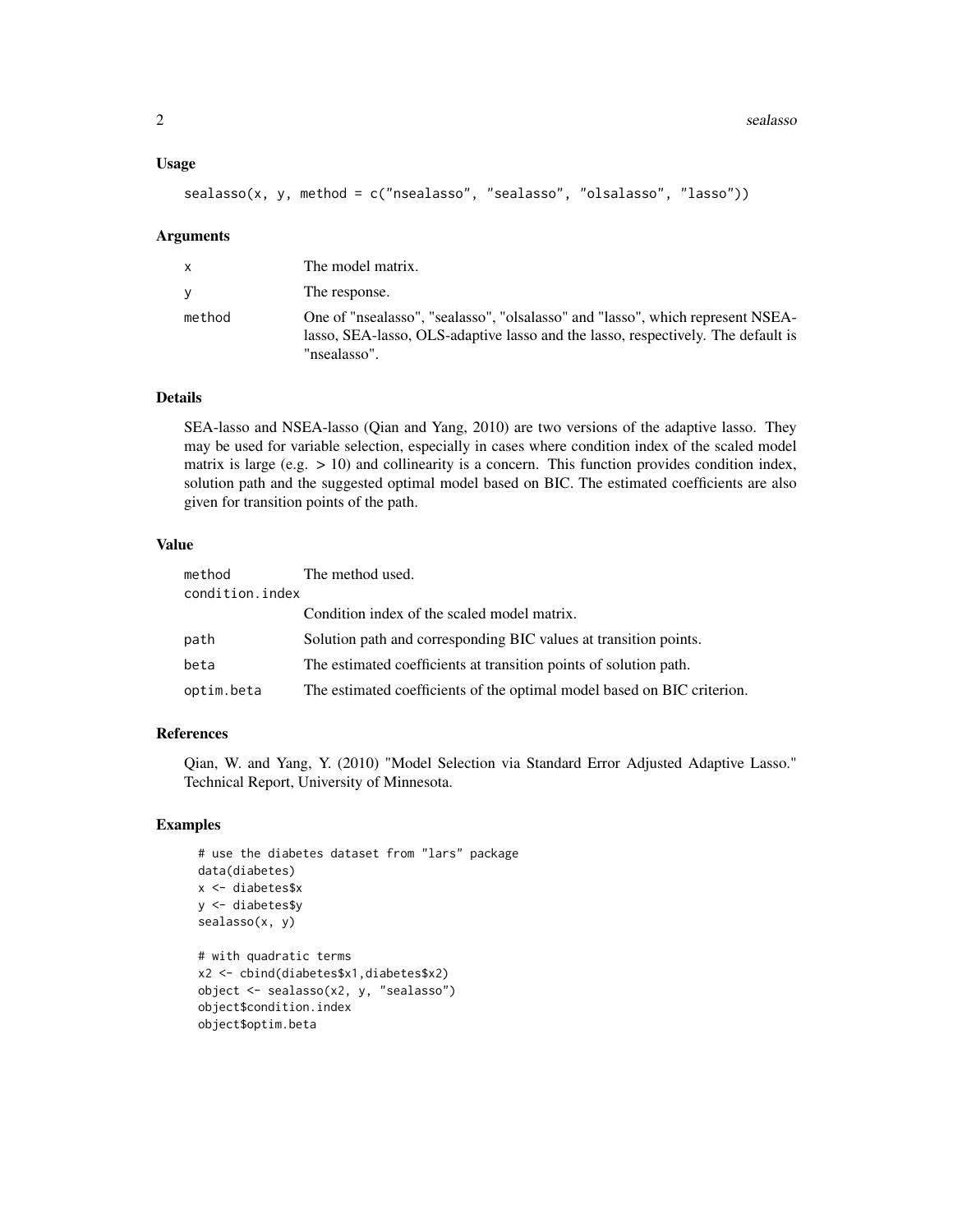## Usage

```
sealasso(x, y, method = c("nsealasso", "sealasso", "olsalasso", "lasso"))
```

## Arguments

| | |
|---|---|
| x | The model matrix. |
| y | The response. |
| method | One of "nsealasso", "sealasso", "olsalasso" and "lasso", which represent NSEA-lasso, SEA-lasso, OLS-adaptive lasso and the lasso, respectively. The default is "nsealasso". |

## Details

SEA-lasso and NSEA-lasso (Qian and Yang, 2010) are two versions of the adaptive lasso. They may be used for variable selection, especially in cases where condition index of the scaled model matrix is large (e.g. > 10) and collinearity is a concern. This function provides condition index, solution path and the suggested optimal model based on BIC. The estimated coefficients are also given for transition points of the path.

## Value

| | |
|---|---|
| method | The method used. |
| condition.index | Condition index of the scaled model matrix. |
| path | Solution path and corresponding BIC values at transition points. |
| beta | The estimated coefficients at transition points of solution path. |
| optim.beta | The estimated coefficients of the optimal model based on BIC criterion. |

## References

Qian, W. and Yang, Y. (2010) "Model Selection via Standard Error Adjusted Adaptive Lasso." Technical Report, University of Minnesota.

## Examples

```
# use the diabetes dataset from "lars" package
data(diabetes)
x <- diabetes$x
y <- diabetes$y
sealasso(x, y)

# with quadratic terms
x2 <- cbind(diabetes$x1,diabetes$x2)
object <- sealasso(x2, y, "sealasso")
object$condition.index
object$optim.beta
```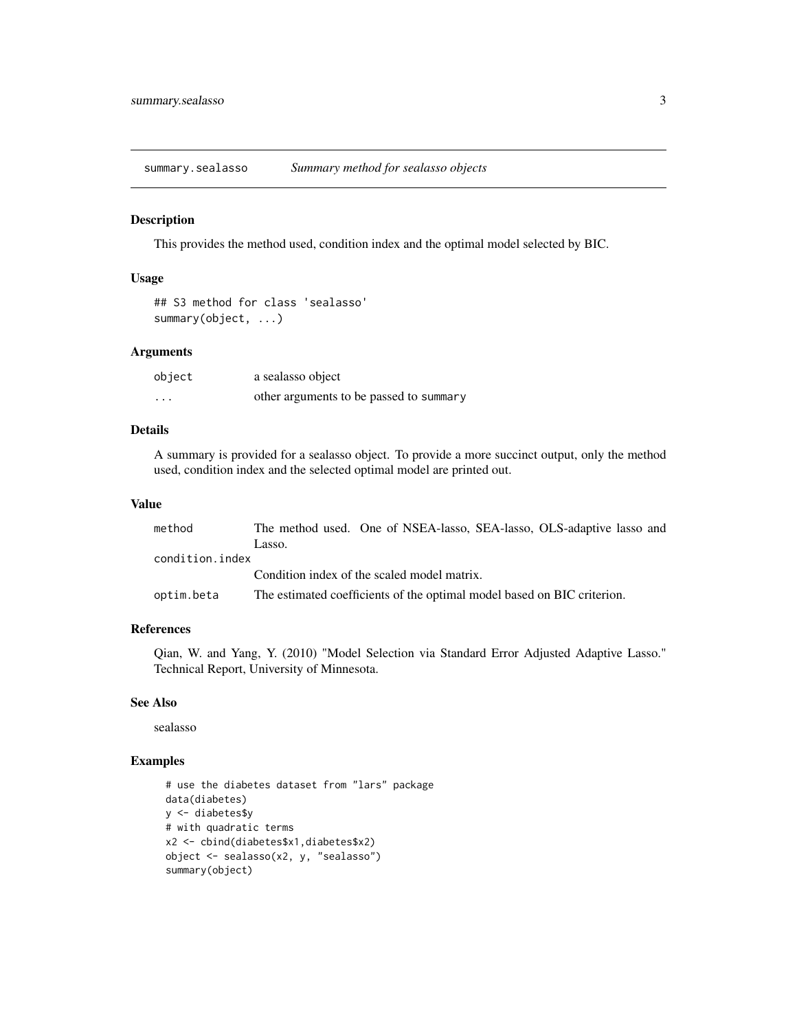## summary.sealasso *Summary method for sealasso objects*

### Description

This provides the method used, condition index and the optimal model selected by BIC.

### Usage

```
## S3 method for class 'sealasso'
summary(object, ...)
```

### Arguments

| | |
|---|---|
| object | a sealasso object |
| ... | other arguments to be passed to summary |

### Details

A summary is provided for a sealasso object. To provide a more succinct output, only the method used, condition index and the selected optimal model are printed out.

### Value

| | |
|---|---|
| method | The method used. One of NSEA-lasso, SEA-lasso, OLS-adaptive lasso and Lasso. |
| condition.index | Condition index of the scaled model matrix. |
| optim.beta | The estimated coefficients of the optimal model based on BIC criterion. |

### References

Qian, W. and Yang, Y. (2010) "Model Selection via Standard Error Adjusted Adaptive Lasso." Technical Report, University of Minnesota.

### See Also

sealasso

### Examples

```
# use the diabetes dataset from "lars" package
data(diabetes)
y <- diabetes$y
# with quadratic terms
x2 <- cbind(diabetes$x1,diabetes$x2)
object <- sealasso(x2, y, "sealasso")
summary(object)
```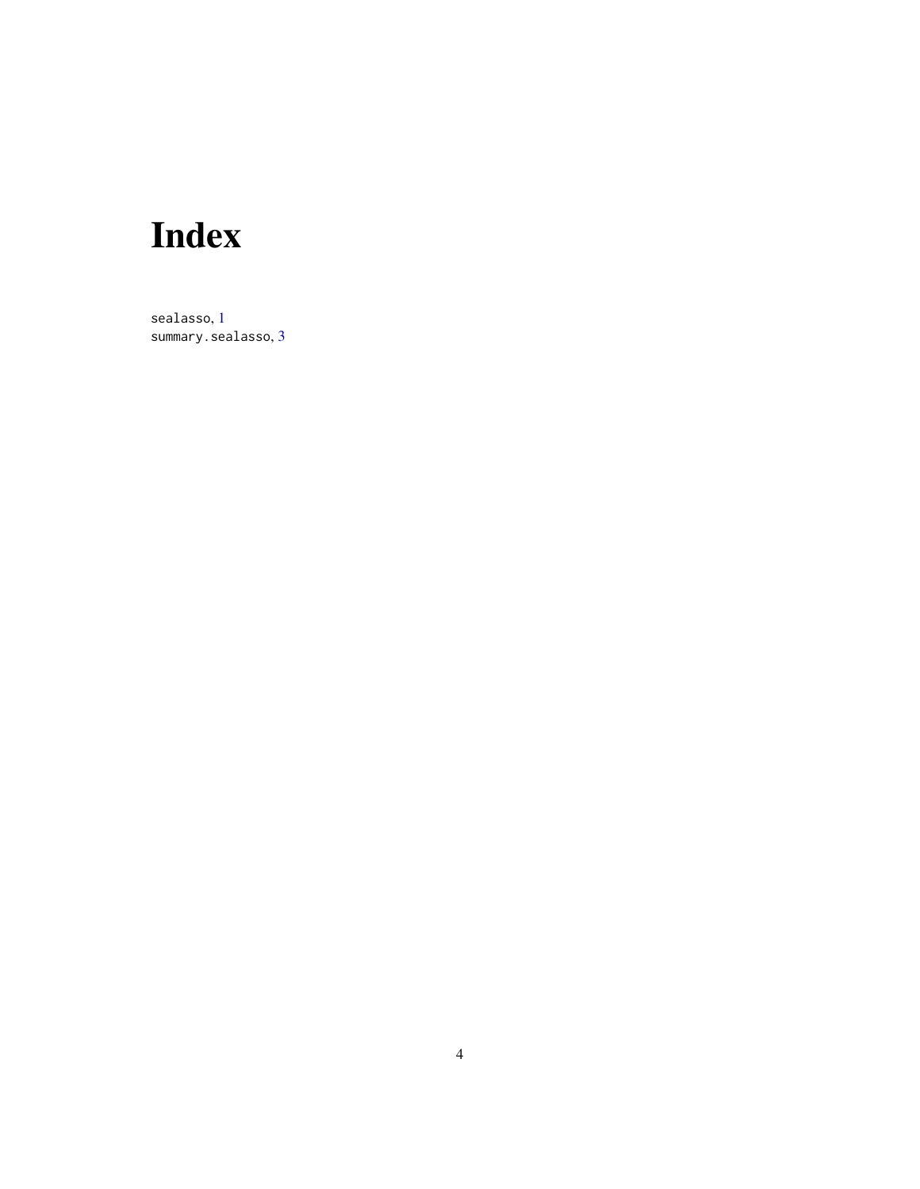# Index

sealasso, 1
summary.sealasso, 3